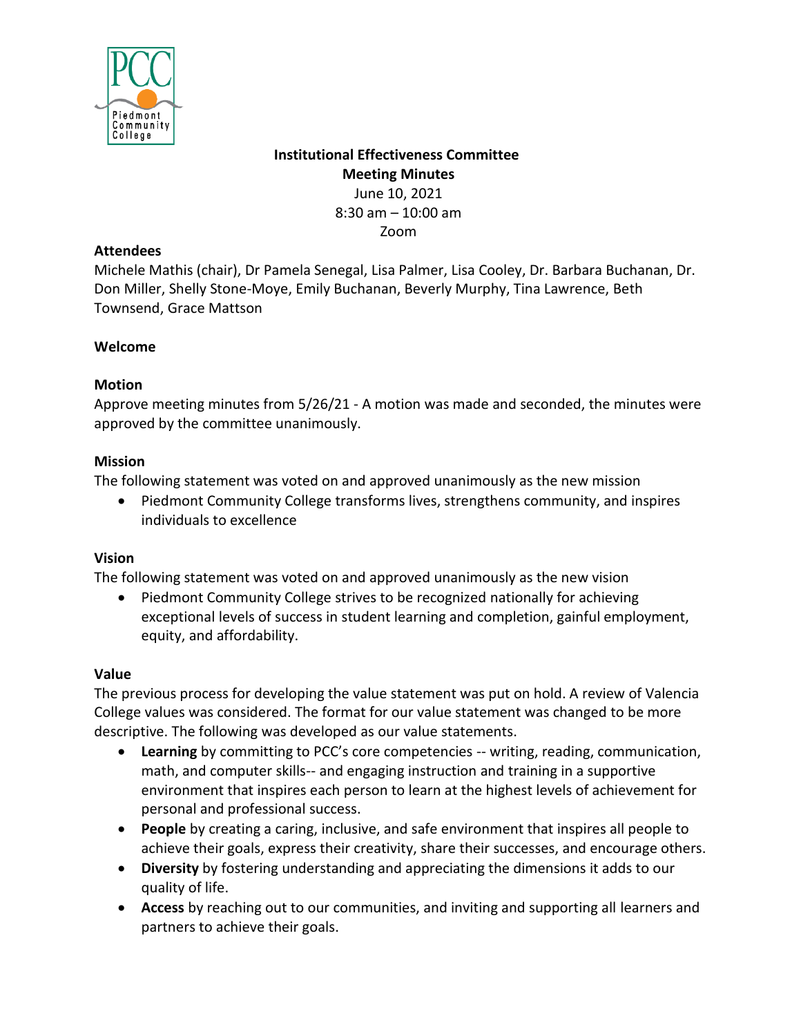# Institutional Effectiveness Committee
## Meeting Minutes

June 10, 2021
8:30 am – 10:00 am
Zoom

### Attendees

Michele Mathis (chair), Dr Pamela Senegal, Lisa Palmer, Lisa Cooley, Dr. Barbara Buchanan, Dr. Don Miller, Shelly Stone-Moye, Emily Buchanan, Beverly Murphy, Tina Lawrence, Beth Townsend, Grace Mattson

### Welcome

### Motion

Approve meeting minutes from 5/26/21 - A motion was made and seconded, the minutes were approved by the committee unanimously.

### Mission

The following statement was voted on and approved unanimously as the new mission

- Piedmont Community College transforms lives, strengthens community, and inspires individuals to excellence

### Vision

The following statement was voted on and approved unanimously as the new vision

- Piedmont Community College strives to be recognized nationally for achieving exceptional levels of success in student learning and completion, gainful employment, equity, and affordability.

### Value

The previous process for developing the value statement was put on hold. A review of Valencia College values was considered. The format for our value statement was changed to be more descriptive. The following was developed as our value statements.

- **Learning** by committing to PCC's core competencies -- writing, reading, communication, math, and computer skills-- and engaging instruction and training in a supportive environment that inspires each person to learn at the highest levels of achievement for personal and professional success.
- **People** by creating a caring, inclusive, and safe environment that inspires all people to achieve their goals, express their creativity, share their successes, and encourage others.
- **Diversity** by fostering understanding and appreciating the dimensions it adds to our quality of life.
- **Access** by reaching out to our communities, and inviting and supporting all learners and partners to achieve their goals.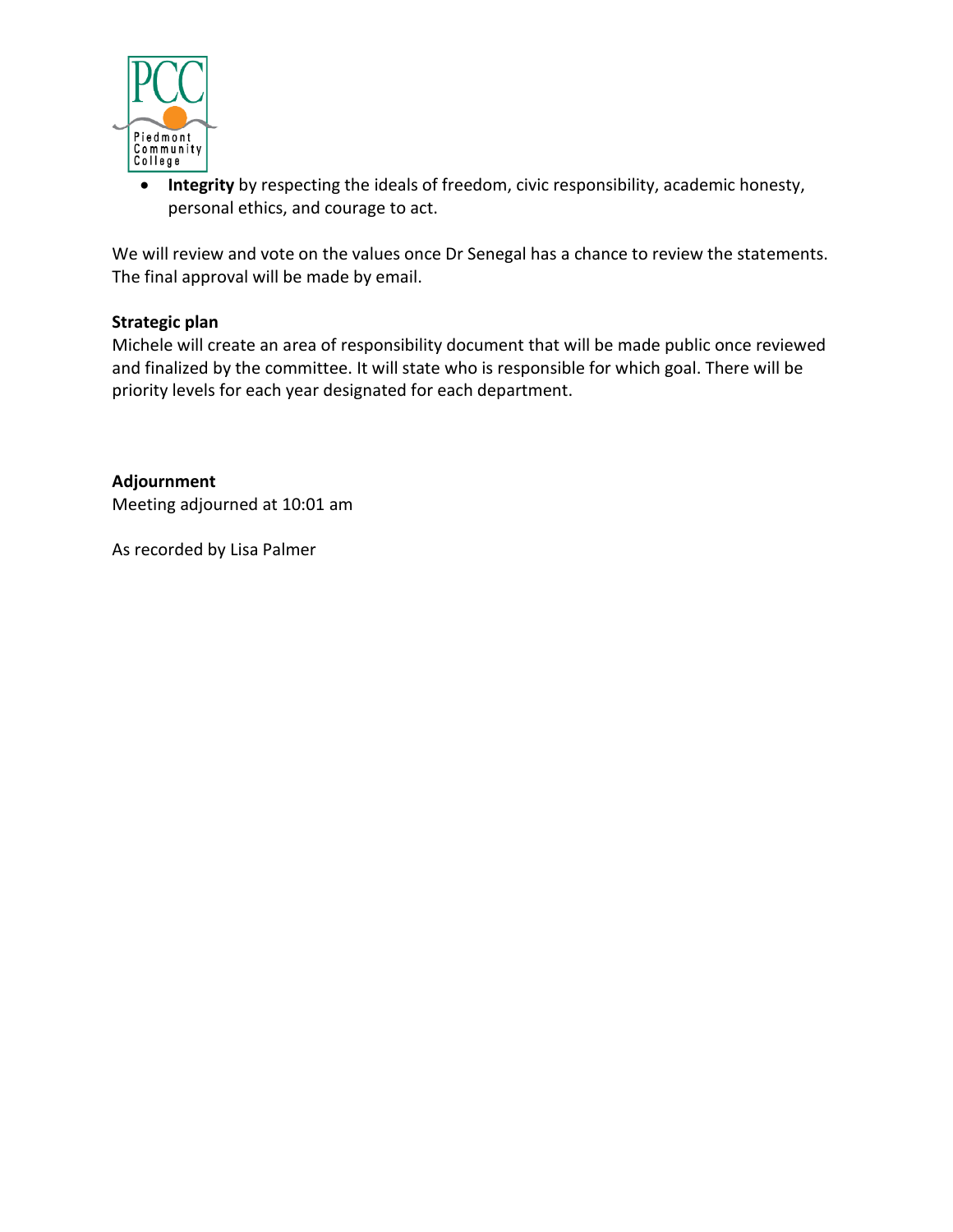- **Integrity** by respecting the ideals of freedom, civic responsibility, academic honesty, personal ethics, and courage to act.

We will review and vote on the values once Dr Senegal has a chance to review the statements. The final approval will be made by email.

**Strategic plan**

Michele will create an area of responsibility document that will be made public once reviewed and finalized by the committee. It will state who is responsible for which goal. There will be priority levels for each year designated for each department.

**Adjournment**

Meeting adjourned at 10:01 am

As recorded by Lisa Palmer